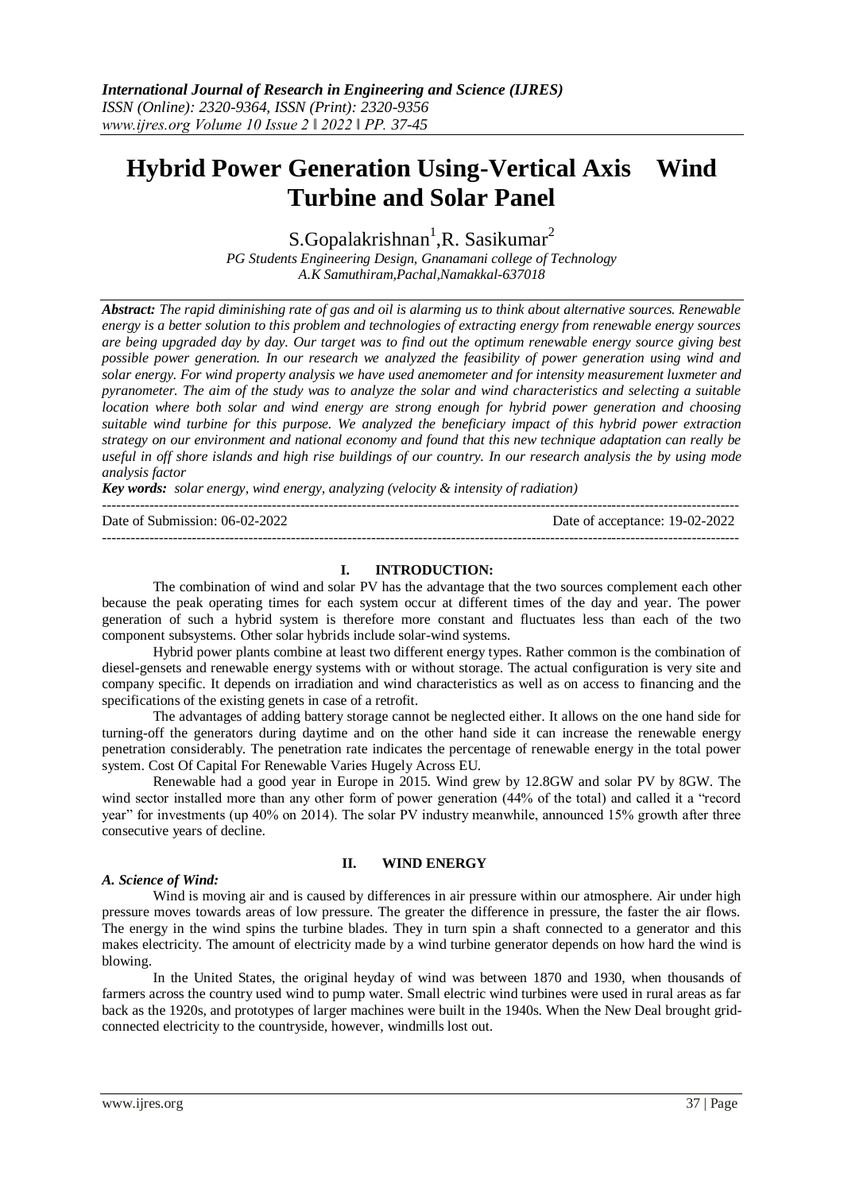# Hybrid Power Generation Using-Vertical Axis Wind Turbine and Solar Panel

S.Gopalakrishnan[1], R. Sasikumar[2]

*PG Students Engineering Design, Gnanamani college of Technology*
*A.K Samuthiram,Pachal,Namakkal-637018*

***Abstract:*** *The rapid diminishing rate of gas and oil is alarming us to think about alternative sources. Renewable energy is a better solution to this problem and technologies of extracting energy from renewable energy sources are being upgraded day by day. Our target was to find out the optimum renewable energy source giving best possible power generation. In our research we analyzed the feasibility of power generation using wind and solar energy. For wind property analysis we have used anemometer and for intensity measurement luxmeter and pyranometer. The aim of the study was to analyze the solar and wind characteristics and selecting a suitable location where both solar and wind energy are strong enough for hybrid power generation and choosing suitable wind turbine for this purpose. We analyzed the beneficiary impact of this hybrid power extraction strategy on our environment and national economy and found that this new technique adaptation can really be useful in off shore islands and high rise buildings of our country. In our research analysis the by using mode analysis factor*

***Key words:*** *solar energy, wind energy, analyzing (velocity & intensity of radiation)*

---

Date of Submission: 06-02-2022 Date of acceptance: 19-02-2022

---

## I. INTRODUCTION:

The combination of wind and solar PV has the advantage that the two sources complement each other because the peak operating times for each system occur at different times of the day and year. The power generation of such a hybrid system is therefore more constant and fluctuates less than each of the two component subsystems. Other solar hybrids include solar-wind systems.

Hybrid power plants combine at least two different energy types. Rather common is the combination of diesel-gensets and renewable energy systems with or without storage. The actual configuration is very site and company specific. It depends on irradiation and wind characteristics as well as on access to financing and the specifications of the existing genets in case of a retrofit.

The advantages of adding battery storage cannot be neglected either. It allows on the one hand side for turning-off the generators during daytime and on the other hand side it can increase the renewable energy penetration considerably. The penetration rate indicates the percentage of renewable energy in the total power system. Cost Of Capital For Renewable Varies Hugely Across EU.

Renewable had a good year in Europe in 2015. Wind grew by 12.8GW and solar PV by 8GW. The wind sector installed more than any other form of power generation (44% of the total) and called it a "record year" for investments (up 40% on 2014). The solar PV industry meanwhile, announced 15% growth after three consecutive years of decline.

## II. WIND ENERGY

### *A. Science of Wind:*

Wind is moving air and is caused by differences in air pressure within our atmosphere. Air under high pressure moves towards areas of low pressure. The greater the difference in pressure, the faster the air flows. The energy in the wind spins the turbine blades. They in turn spin a shaft connected to a generator and this makes electricity. The amount of electricity made by a wind turbine generator depends on how hard the wind is blowing.

In the United States, the original heyday of wind was between 1870 and 1930, when thousands of farmers across the country used wind to pump water. Small electric wind turbines were used in rural areas as far back as the 1920s, and prototypes of larger machines were built in the 1940s. When the New Deal brought grid-connected electricity to the countryside, however, windmills lost out.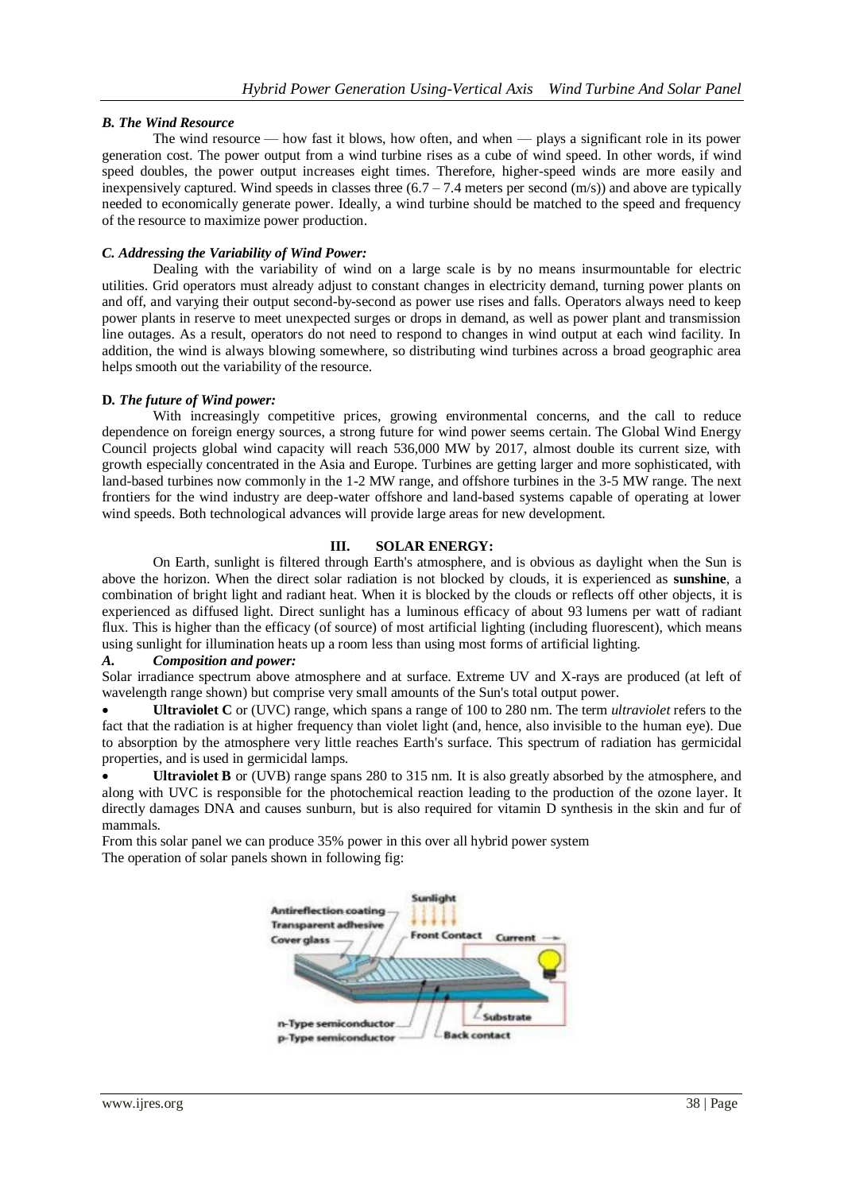### *B. The Wind Resource*

The wind resource — how fast it blows, how often, and when — plays a significant role in its power generation cost. The power output from a wind turbine rises as a cube of wind speed. In other words, if wind speed doubles, the power output increases eight times. Therefore, higher-speed winds are more easily and inexpensively captured. Wind speeds in classes three (6.7 – 7.4 meters per second (m/s)) and above are typically needed to economically generate power. Ideally, a wind turbine should be matched to the speed and frequency of the resource to maximize power production.

### *C. Addressing the Variability of Wind Power:*

Dealing with the variability of wind on a large scale is by no means insurmountable for electric utilities. Grid operators must already adjust to constant changes in electricity demand, turning power plants on and off, and varying their output second-by-second as power use rises and falls. Operators always need to keep power plants in reserve to meet unexpected surges or drops in demand, as well as power plant and transmission line outages. As a result, operators do not need to respond to changes in wind output at each wind facility. In addition, the wind is always blowing somewhere, so distributing wind turbines across a broad geographic area helps smooth out the variability of the resource.

### **D.** *The future of Wind power:*

With increasingly competitive prices, growing environmental concerns, and the call to reduce dependence on foreign energy sources, a strong future for wind power seems certain. The Global Wind Energy Council projects global wind capacity will reach 536,000 MW by 2017, almost double its current size, with growth especially concentrated in the Asia and Europe. Turbines are getting larger and more sophisticated, with land-based turbines now commonly in the 1-2 MW range, and offshore turbines in the 3-5 MW range. The next frontiers for the wind industry are deep-water offshore and land-based systems capable of operating at lower wind speeds. Both technological advances will provide large areas for new development.

## III. SOLAR ENERGY:

On Earth, sunlight is filtered through Earth's atmosphere, and is obvious as daylight when the Sun is above the horizon. When the direct solar radiation is not blocked by clouds, it is experienced as **sunshine**, a combination of bright light and radiant heat. When it is blocked by the clouds or reflects off other objects, it is experienced as diffused light. Direct sunlight has a luminous efficacy of about 93 lumens per watt of radiant flux. This is higher than the efficacy (of source) of most artificial lighting (including fluorescent), which means using sunlight for illumination heats up a room less than using most forms of artificial lighting.

### *A. Composition and power:*

Solar irradiance spectrum above atmosphere and at surface. Extreme UV and X-rays are produced (at left of wavelength range shown) but comprise very small amounts of the Sun's total output power.

- **Ultraviolet C** or (UVC) range, which spans a range of 100 to 280 nm. The term *ultraviolet* refers to the fact that the radiation is at higher frequency than violet light (and, hence, also invisible to the human eye). Due to absorption by the atmosphere very little reaches Earth's surface. This spectrum of radiation has germicidal properties, and is used in germicidal lamps.
- **Ultraviolet B** or (UVB) range spans 280 to 315 nm. It is also greatly absorbed by the atmosphere, and along with UVC is responsible for the photochemical reaction leading to the production of the ozone layer. It directly damages DNA and causes sunburn, but is also required for vitamin D synthesis in the skin and fur of mammals.

From this solar panel we can produce 35% power in this over all hybrid power system

The operation of solar panels shown in following fig:

Antireflection coating, Transparent adhesive, Cover glass, Sunlight, Front Contact, Current, n-Type semiconductor, p-Type semiconductor, Substrate, Back contact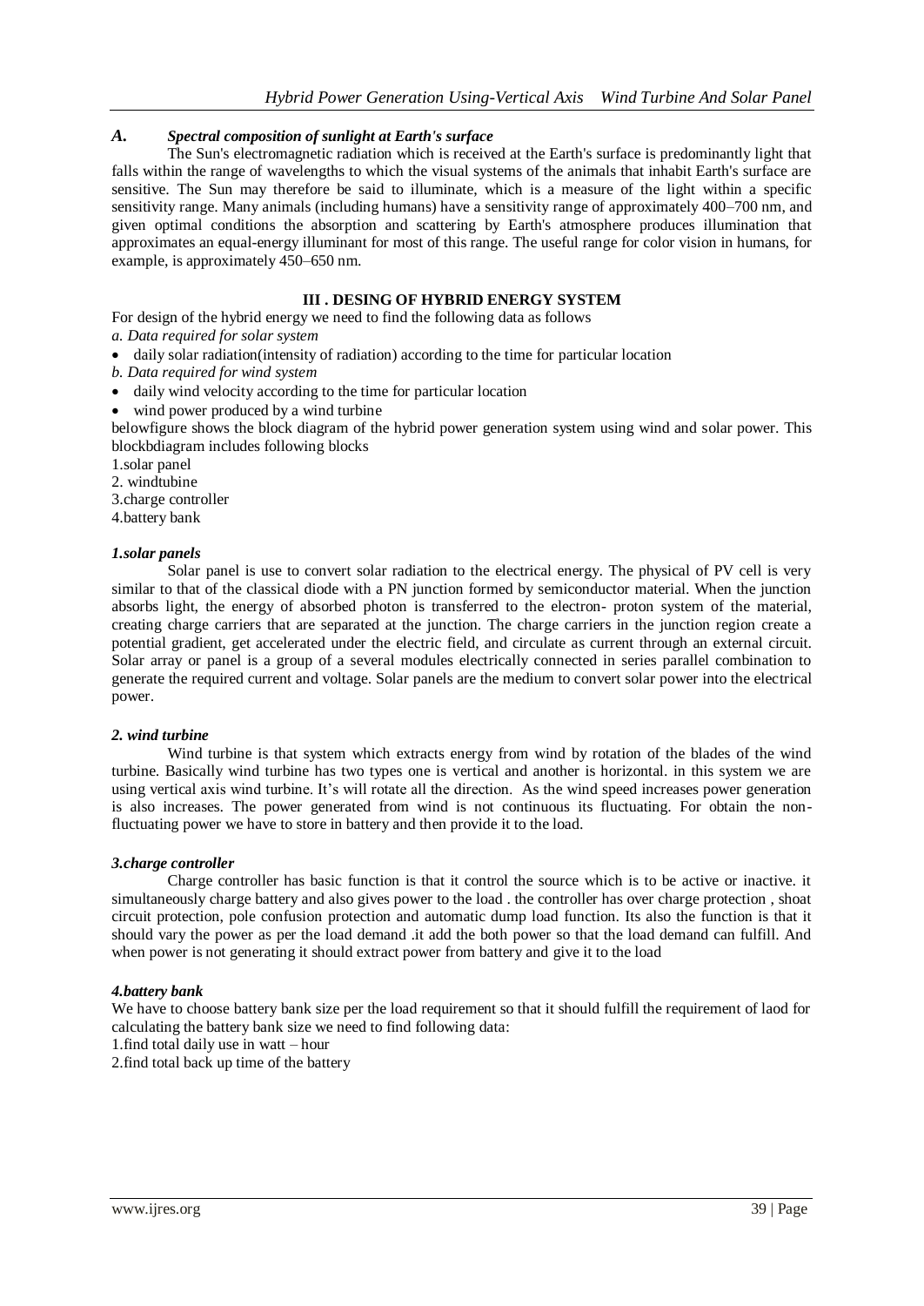### *A. Spectral composition of sunlight at Earth's surface*

The Sun's electromagnetic radiation which is received at the Earth's surface is predominantly light that falls within the range of wavelengths to which the visual systems of the animals that inhabit Earth's surface are sensitive. The Sun may therefore be said to illuminate, which is a measure of the light within a specific sensitivity range. Many animals (including humans) have a sensitivity range of approximately 400–700 nm, and given optimal conditions the absorption and scattering by Earth's atmosphere produces illumination that approximates an equal-energy illuminant for most of this range. The useful range for color vision in humans, for example, is approximately 450–650 nm.

## III . DESING OF HYBRID ENERGY SYSTEM

For design of the hybrid energy we need to find the following data as follows

*a. Data required for solar system*

- daily solar radiation(intensity of radiation) according to the time for particular location

*b. Data required for wind system*

- daily wind velocity according to the time for particular location
- wind power produced by a wind turbine

belowfigure shows the block diagram of the hybrid power generation system using wind and solar power. This blockbdiagram includes following blocks

1.solar panel
2. windtubine
3.charge controller
4.battery bank

### *1.solar panels*

Solar panel is use to convert solar radiation to the electrical energy. The physical of PV cell is very similar to that of the classical diode with a PN junction formed by semiconductor material. When the junction absorbs light, the energy of absorbed photon is transferred to the electron- proton system of the material, creating charge carriers that are separated at the junction. The charge carriers in the junction region create a potential gradient, get accelerated under the electric field, and circulate as current through an external circuit. Solar array or panel is a group of a several modules electrically connected in series parallel combination to generate the required current and voltage. Solar panels are the medium to convert solar power into the electrical power.

### *2. wind turbine*

Wind turbine is that system which extracts energy from wind by rotation of the blades of the wind turbine. Basically wind turbine has two types one is vertical and another is horizontal. in this system we are using vertical axis wind turbine. It's will rotate all the direction. As the wind speed increases power generation is also increases. The power generated from wind is not continuous its fluctuating. For obtain the non-fluctuating power we have to store in battery and then provide it to the load.

### *3.charge controller*

Charge controller has basic function is that it control the source which is to be active or inactive. it simultaneously charge battery and also gives power to the load . the controller has over charge protection , shoat circuit protection, pole confusion protection and automatic dump load function. Its also the function is that it should vary the power as per the load demand .it add the both power so that the load demand can fulfill. And when power is not generating it should extract power from battery and give it to the load

### *4.battery bank*

We have to choose battery bank size per the load requirement so that it should fulfill the requirement of laod for calculating the battery bank size we need to find following data:

1.find total daily use in watt – hour
2.find total back up time of the battery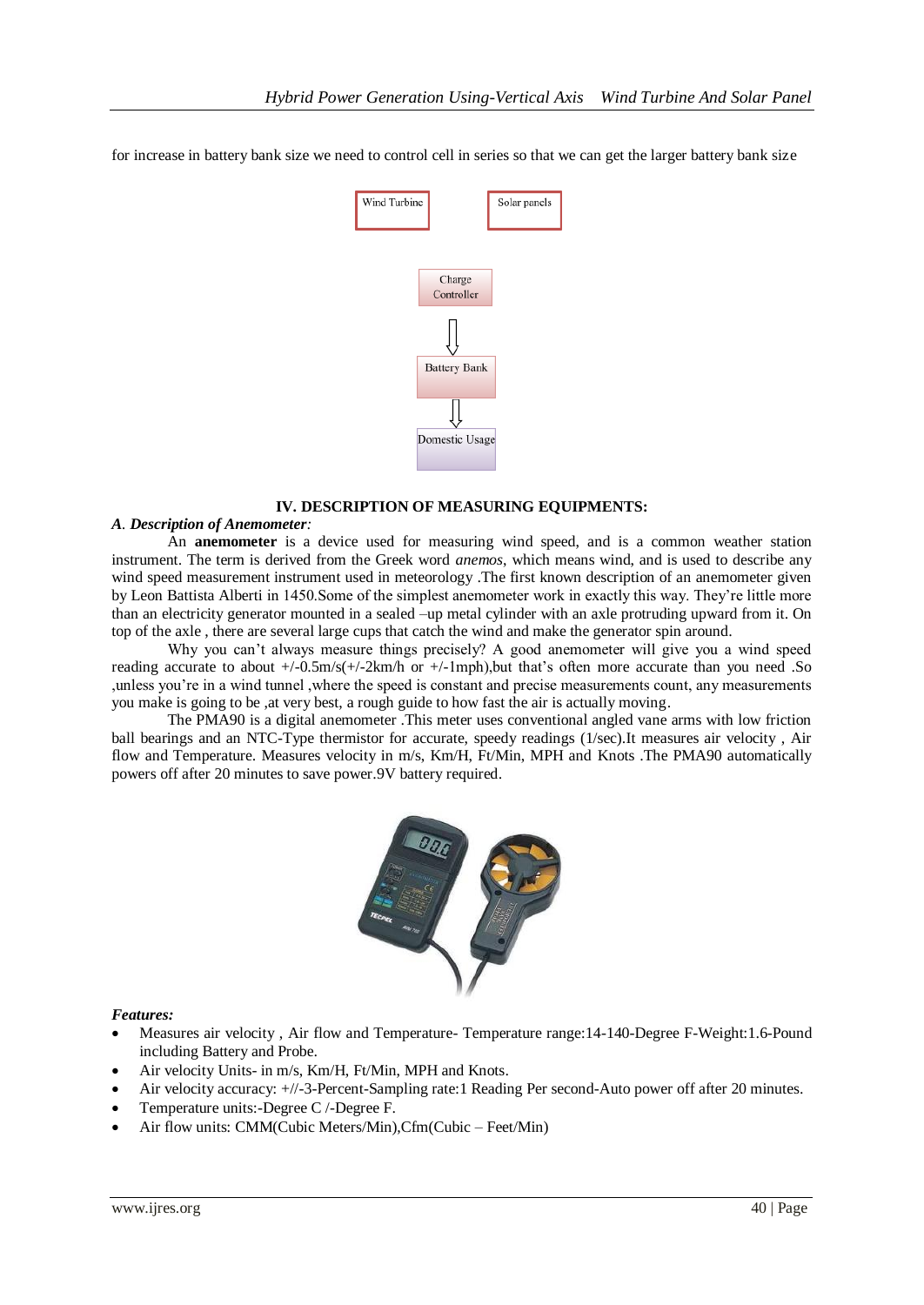for increase in battery bank size we need to control cell in series so that we can get the larger battery bank size

Wind Turbine

Solar panels

Charge Controller

Battery Bank

Domestic Usage

## IV. DESCRIPTION OF MEASURING EQUIPMENTS:

### *A. Description of Anemometer:*

An **anemometer** is a device used for measuring wind speed, and is a common weather station instrument. The term is derived from the Greek word *anemos*, which means wind, and is used to describe any wind speed measurement instrument used in meteorology .The first known description of an anemometer given by Leon Battista Alberti in 1450.Some of the simplest anemometer work in exactly this way. They're little more than an electricity generator mounted in a sealed –up metal cylinder with an axle protruding upward from it. On top of the axle , there are several large cups that catch the wind and make the generator spin around.

Why you can't always measure things precisely? A good anemometer will give you a wind speed reading accurate to about +/-0.5m/s(+/-2km/h or +/-1mph),but that's often more accurate than you need .So ,unless you're in a wind tunnel ,where the speed is constant and precise measurements count, any measurements you make is going to be ,at very best, a rough guide to how fast the air is actually moving.

The PMA90 is a digital anemometer .This meter uses conventional angled vane arms with low friction ball bearings and an NTC-Type thermistor for accurate, speedy readings (1/sec).It measures air velocity , Air flow and Temperature. Measures velocity in m/s, Km/H, Ft/Min, MPH and Knots .The PMA90 automatically powers off after 20 minutes to save power.9V battery required.

***Features:***

- Measures air velocity , Air flow and Temperature- Temperature range:14-140-Degree F-Weight:1.6-Pound including Battery and Probe.
- Air velocity Units- in m/s, Km/H, Ft/Min, MPH and Knots.
- Air velocity accuracy: +//-3-Percent-Sampling rate:1 Reading Per second-Auto power off after 20 minutes.
- Temperature units:-Degree C /-Degree F.
- Air flow units: CMM(Cubic Meters/Min),Cfm(Cubic – Feet/Min)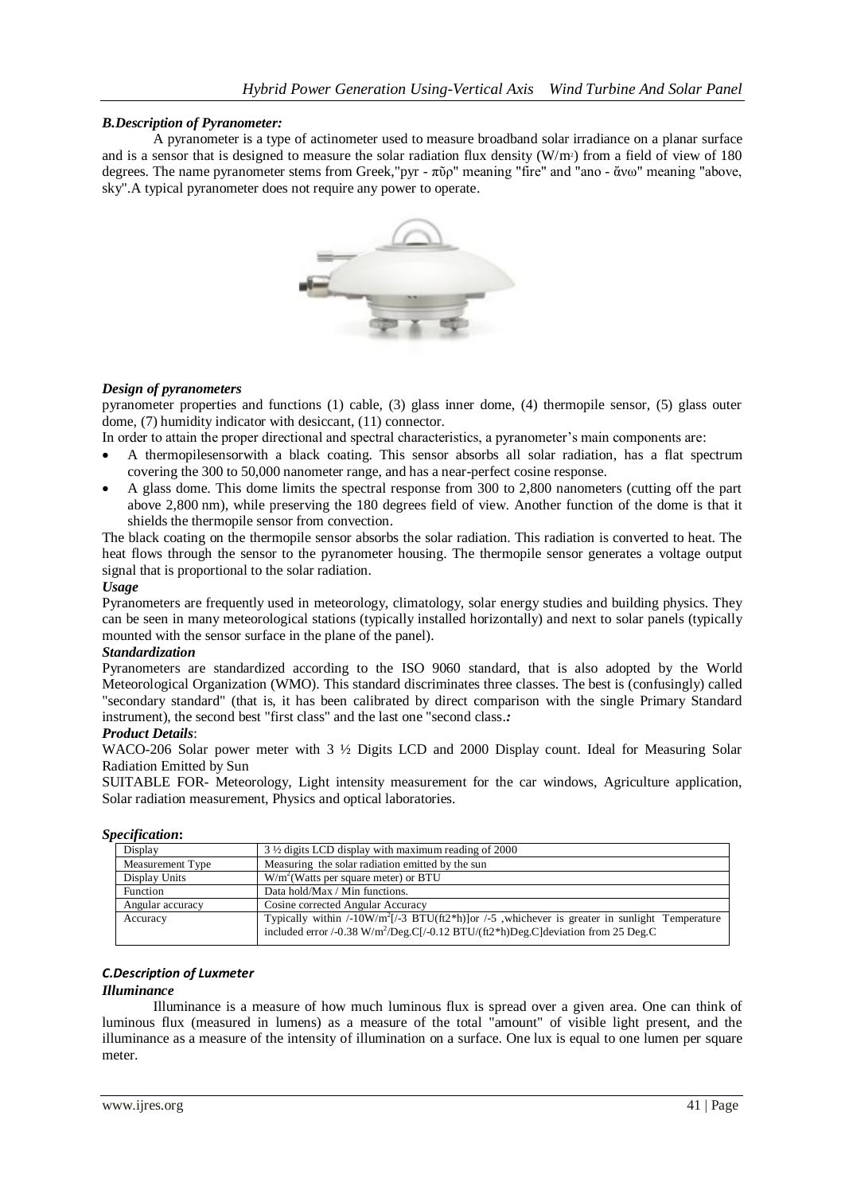### *B.Description of Pyranometer:*

A pyranometer is a type of actinometer used to measure broadband solar irradiance on a planar surface and is a sensor that is designed to measure the solar radiation flux density ($W/m^2$) from a field of view of 180 degrees. The name pyranometer stems from Greek,"pyr - πῦρ" meaning "fire" and "ano - ἄνω" meaning "above, sky".A typical pyranometer does not require any power to operate.

#### *Design of pyranometers*

pyranometer properties and functions (1) cable, (3) glass inner dome, (4) thermopile sensor, (5) glass outer dome, (7) humidity indicator with desiccant, (11) connector.

In order to attain the proper directional and spectral characteristics, a pyranometer's main components are:

- A thermopilesensorwith a black coating. This sensor absorbs all solar radiation, has a flat spectrum covering the 300 to 50,000 nanometer range, and has a near-perfect cosine response.
- A glass dome. This dome limits the spectral response from 300 to 2,800 nanometers (cutting off the part above 2,800 nm), while preserving the 180 degrees field of view. Another function of the dome is that it shields the thermopile sensor from convection.

The black coating on the thermopile sensor absorbs the solar radiation. This radiation is converted to heat. The heat flows through the sensor to the pyranometer housing. The thermopile sensor generates a voltage output signal that is proportional to the solar radiation.

#### *Usage*

Pyranometers are frequently used in meteorology, climatology, solar energy studies and building physics. They can be seen in many meteorological stations (typically installed horizontally) and next to solar panels (typically mounted with the sensor surface in the plane of the panel).

#### *Standardization*

Pyranometers are standardized according to the ISO 9060 standard, that is also adopted by the World Meteorological Organization (WMO). This standard discriminates three classes. The best is (confusingly) called "secondary standard" (that is, it has been calibrated by direct comparison with the single Primary Standard instrument), the second best "first class" and the last one "second class.*:*

#### *Product Details*:

WACO-206 Solar power meter with 3 ½ Digits LCD and 2000 Display count. Ideal for Measuring Solar Radiation Emitted by Sun

SUITABLE FOR- Meteorology, Light intensity measurement for the car windows, Agriculture application, Solar radiation measurement, Physics and optical laboratories.

#### *Specification***:**

| Display | 3 ½ digits LCD display with maximum reading of 2000 |
|---|---|
| Measurement Type | Measuring the solar radiation emitted by the sun |
| Display Units | $W/m^2$(Watts per square meter) or BTU |
| Function | Data hold/Max / Min functions. |
| Angular accuracy | Cosine corrected Angular Accuracy |
| Accuracy | Typically within /-10$W/m^2$[/-3 BTU(ft2*h)]or /-5 ,whichever is greater in sunlight Temperature included error /-0.38 $W/m^2$/Deg.C[/-0.12 BTU/(ft2*h)Deg.C]deviation from 25 Deg.C |

### *C.Description of Luxmeter*

#### *Illuminance*

Illuminance is a measure of how much luminous flux is spread over a given area. One can think of luminous flux (measured in lumens) as a measure of the total "amount" of visible light present, and the illuminance as a measure of the intensity of illumination on a surface. One lux is equal to one lumen per square meter.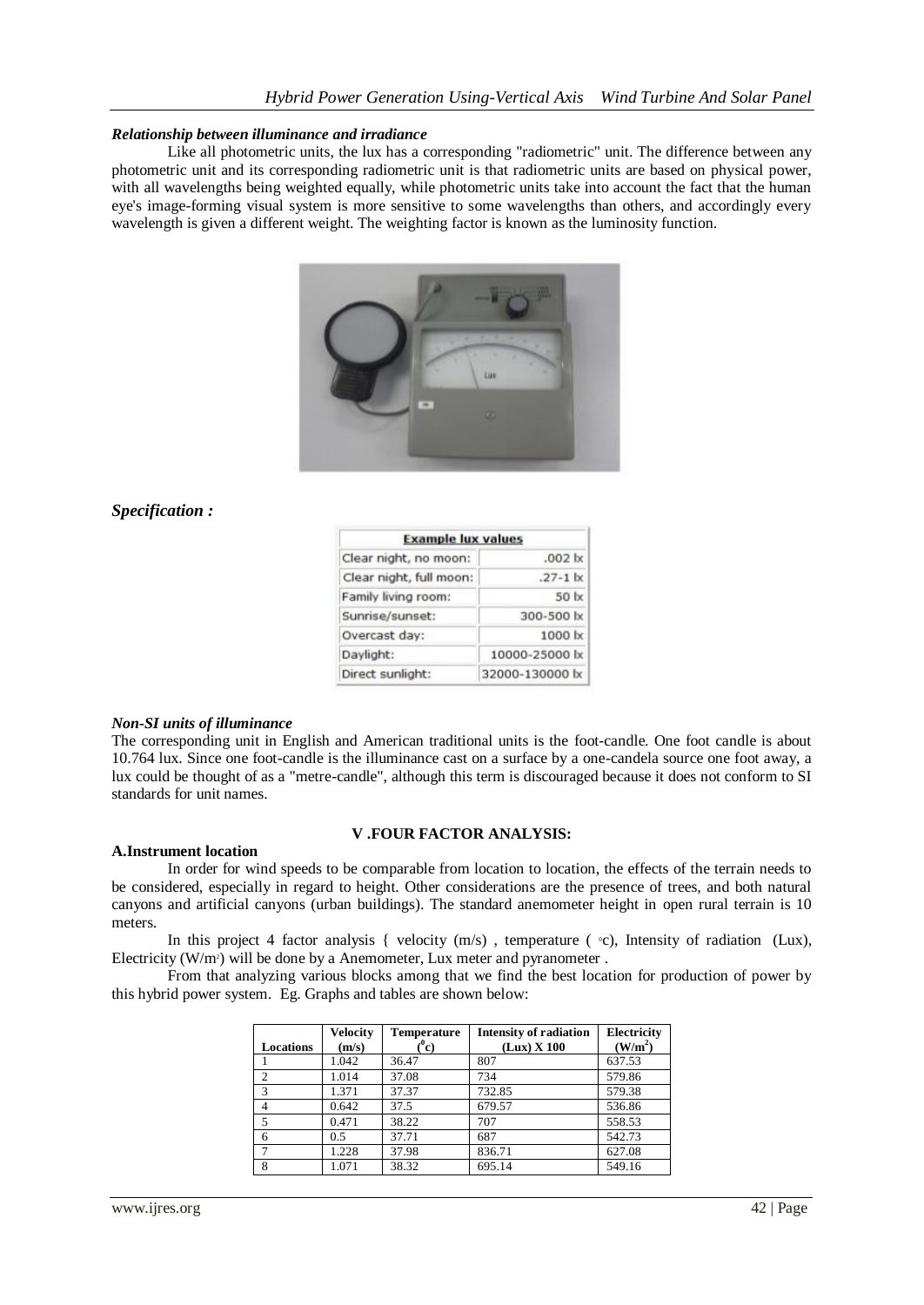### *Relationship between illuminance and irradiance*

Like all photometric units, the lux has a corresponding "radiometric" unit. The difference between any photometric unit and its corresponding radiometric unit is that radiometric units are based on physical power, with all wavelengths being weighted equally, while photometric units take into account the fact that the human eye's image-forming visual system is more sensitive to some wavelengths than others, and accordingly every wavelength is given a different weight. The weighting factor is known as the luminosity function.

### *Specification :*

| Example lux values | |
|---|---|
| Clear night, no moon: | .002 lx |
| Clear night, full moon: | .27-1 lx |
| Family living room: | 50 lx |
| Sunrise/sunset: | 300-500 lx |
| Overcast day: | 1000 lx |
| Daylight: | 10000-25000 lx |
| Direct sunlight: | 32000-130000 lx |

### *Non-SI units of illuminance*

The corresponding unit in English and American traditional units is the foot-candle. One foot candle is about 10.764 lux. Since one foot-candle is the illuminance cast on a surface by a one-candela source one foot away, a lux could be thought of as a "metre-candle", although this term is discouraged because it does not conform to SI standards for unit names.

## V .FOUR FACTOR ANALYSIS:

### A.Instrument location

In order for wind speeds to be comparable from location to location, the effects of the terrain needs to be considered, especially in regard to height. Other considerations are the presence of trees, and both natural canyons and artificial canyons (urban buildings). The standard anemometer height in open rural terrain is 10 meters.

In this project 4 factor analysis { velocity (m/s) , temperature ( $^{\circ}$c), Intensity of radiation (Lux), Electricity (W/m$^2$) will be done by a Anemometer, Lux meter and pyranometer .

From that analyzing various blocks among that we find the best location for production of power by this hybrid power system. Eg. Graphs and tables are shown below:

| Locations | Velocity (m/s) | Temperature ($^0$c) | Intensity of radiation (Lux) X 100 | Electricity (W/m$^2$) |
|---|---|---|---|---|
| 1 | 1.042 | 36.47 | 807 | 637.53 |
| 2 | 1.014 | 37.08 | 734 | 579.86 |
| 3 | 1.371 | 37.37 | 732.85 | 579.38 |
| 4 | 0.642 | 37.5 | 679.57 | 536.86 |
| 5 | 0.471 | 38.22 | 707 | 558.53 |
| 6 | 0.5 | 37.71 | 687 | 542.73 |
| 7 | 1.228 | 37.98 | 836.71 | 627.08 |
| 8 | 1.071 | 38.32 | 695.14 | 549.16 |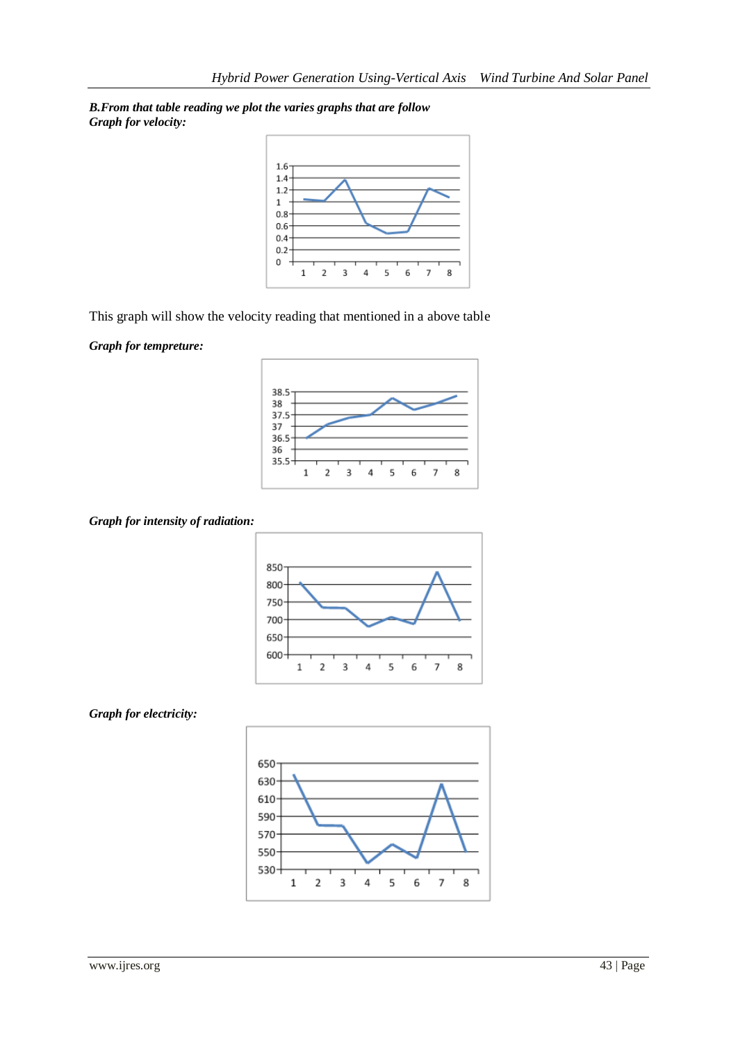***B.From that table reading we plot the varies graphs that are follow***
***Graph for velocity:***

This graph will show the velocity reading that mentioned in a above table

***Graph for tempreture:***

***Graph for intensity of radiation:***

***Graph for electricity:***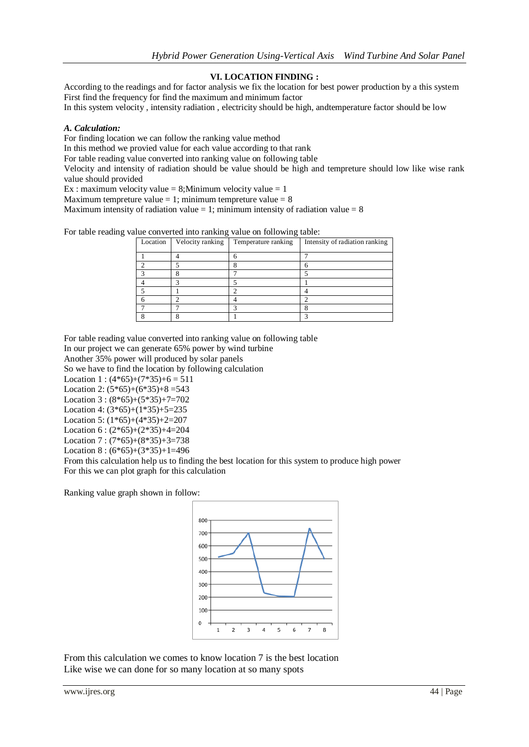## VI. LOCATION FINDING :

According to the readings and for factor analysis we fix the location for best power production by a this system
First find the frequency for find the maximum and minimum factor
In this system velocity , intensity radiation , electricity should be high, andtemperature factor should be low

### *A. Calculation:*

For finding location we can follow the ranking value method
In this method we provied value for each value according to that rank
For table reading value converted into ranking value on following table
Velocity and intensity of radiation should be value should be high and tempreture should low like wise rank value should provided
Ex : maximum velocity value = 8;Minimum velocity value = 1
Maximum tempreture value = 1; minimum tempreture value = 8
Maximum intensity of radiation value = 1; minimum intensity of radiation value = 8

For table reading value converted into ranking value on following table:

| Location | Velocity ranking | Temperature ranking | Intensity of radiation ranking |
|---|---|---|---|
| 1 | 4 | 6 | 7 |
| 2 | 5 | 8 | 6 |
| 3 | 8 | 7 | 5 |
| 4 | 3 | 5 | 1 |
| 5 | 1 | 2 | 4 |
| 6 | 2 | 4 | 2 |
| 7 | 7 | 3 | 8 |
| 8 | 8 | 1 | 3 |

For table reading value converted into ranking value on following table
In our project we can generate 65% power by wind turbine
Another 35% power will produced by solar panels
So we have to find the location by following calculation
Location 1 : (4*65)+(7*35)+6 = 511
Location 2: (5*65)+(6*35)+8 =543
Location 3 : (8*65)+(5*35)+7=702
Location 4: (3*65)+(1*35)+5=235
Location 5: (1*65)+(4*35)+2=207
Location 6 : (2*65)+(2*35)+4=204
Location 7 : (7*65)+(8*35)+3=738
Location 8 : (6*65)+(3*35)+1=496
From this calculation help us to finding the best location for this system to produce high power
For this we can plot graph for this calculation

Ranking value graph shown in follow:

From this calculation we comes to know location 7 is the best location
Like wise we can done for so many location at so many spots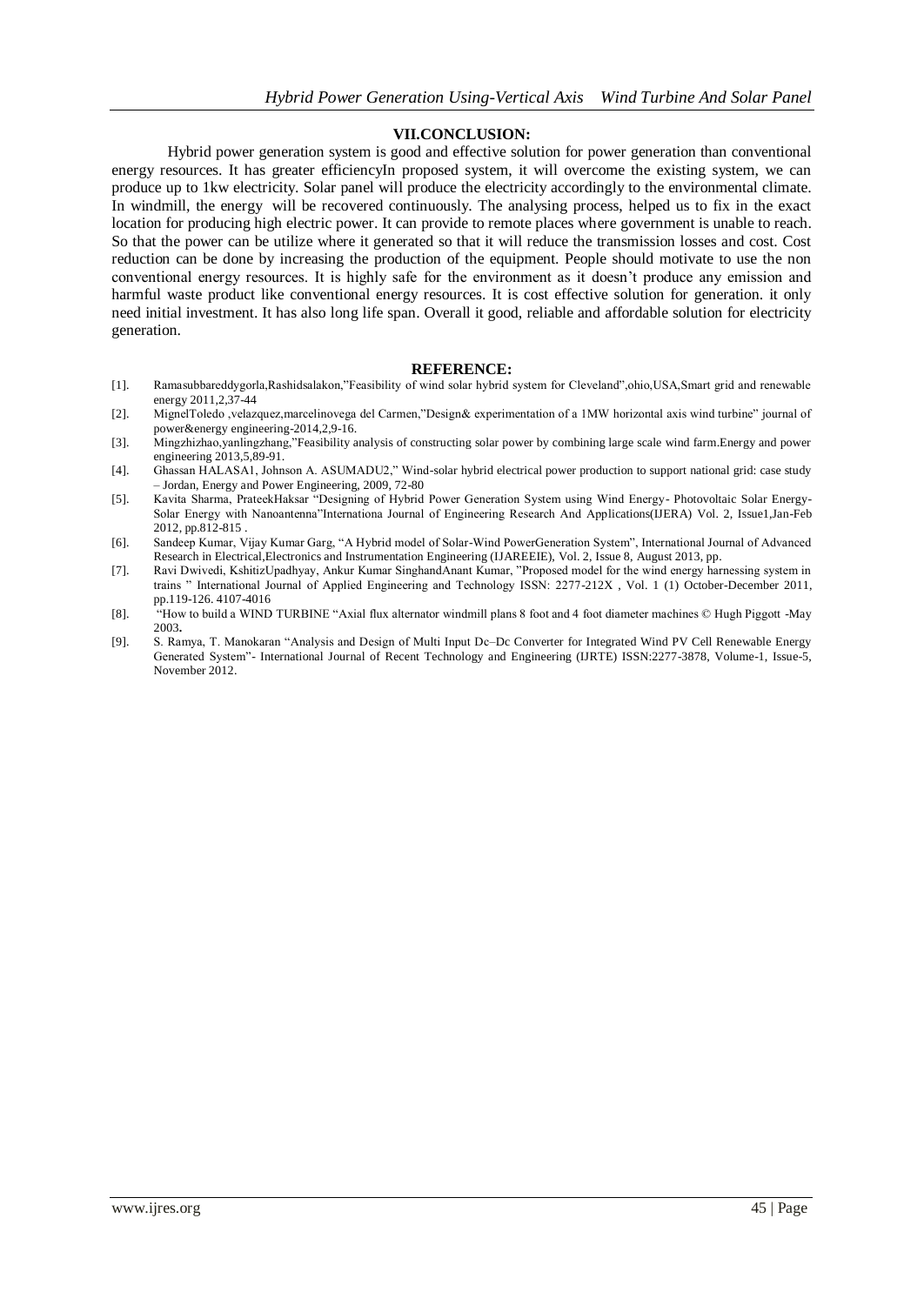## VII.CONCLUSION:

Hybrid power generation system is good and effective solution for power generation than conventional energy resources. It has greater efficiencyIn proposed system, it will overcome the existing system, we can produce up to 1kw electricity. Solar panel will produce the electricity accordingly to the environmental climate. In windmill, the energy will be recovered continuously. The analysing process, helped us to fix in the exact location for producing high electric power. It can provide to remote places where government is unable to reach. So that the power can be utilize where it generated so that it will reduce the transmission losses and cost. Cost reduction can be done by increasing the production of the equipment. People should motivate to use the non conventional energy resources. It is highly safe for the environment as it doesn't produce any emission and harmful waste product like conventional energy resources. It is cost effective solution for generation. it only need initial investment. It has also long life span. Overall it good, reliable and affordable solution for electricity generation.

## REFERENCE:

[1]. Ramasubbareddygorla,Rashidsalakon,"Feasibility of wind solar hybrid system for Cleveland",ohio,USA,Smart grid and renewable energy 2011,2,37-44

[2]. MignelToledo ,velazquez,marcelinovega del Carmen,"Design& experimentation of a 1MW horizontal axis wind turbine" journal of power&energy engineering-2014,2,9-16.

[3]. Mingzhizhao,yanlingzhang,"Feasibility analysis of constructing solar power by combining large scale wind farm.Energy and power engineering 2013,5,89-91.

[4]. Ghassan HALASA1, Johnson A. ASUMADU2," Wind-solar hybrid electrical power production to support national grid: case study – Jordan, Energy and Power Engineering, 2009, 72-80

[5]. Kavita Sharma, PrateekHaksar "Designing of Hybrid Power Generation System using Wind Energy- Photovoltaic Solar Energy- Solar Energy with Nanoantenna"Internationa Journal of Engineering Research And Applications(IJERA) Vol. 2, Issue1,Jan-Feb 2012, pp.812-815 .

[6]. Sandeep Kumar, Vijay Kumar Garg, "A Hybrid model of Solar-Wind PowerGeneration System", International Journal of Advanced Research in Electrical,Electronics and Instrumentation Engineering (IJAREEIE), Vol. 2, Issue 8, August 2013, pp.

[7]. Ravi Dwivedi, KshitizUpadhyay, Ankur Kumar SinghandAnant Kumar, "Proposed model for the wind energy harnessing system in trains " International Journal of Applied Engineering and Technology ISSN: 2277-212X , Vol. 1 (1) October-December 2011, pp.119-126. 4107-4016

[8]. "How to build a WIND TURBINE "Axial flux alternator windmill plans 8 foot and 4 foot diameter machines © Hugh Piggott -May 2003**.**

[9]. S. Ramya, T. Manokaran "Analysis and Design of Multi Input Dc–Dc Converter for Integrated Wind PV Cell Renewable Energy Generated System"- International Journal of Recent Technology and Engineering (IJRTE) ISSN:2277-3878, Volume-1, Issue-5, November 2012.